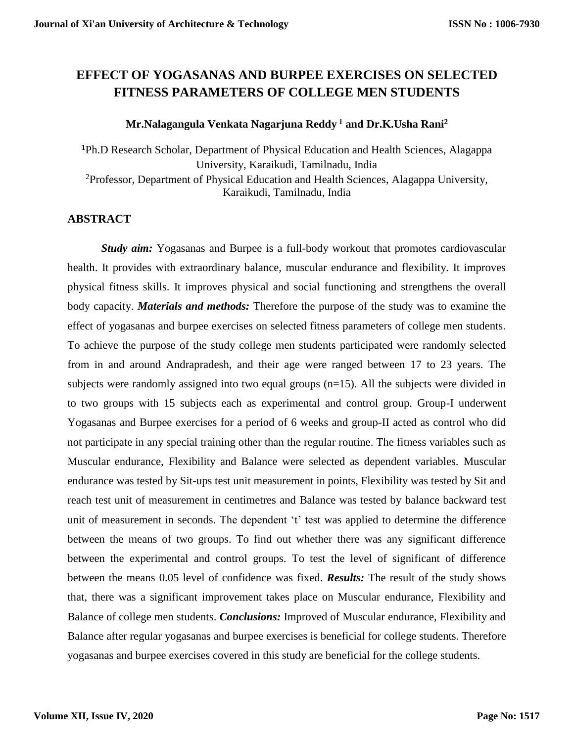# EFFECT OF YOGASANAS AND BURPEE EXERCISES ON SELECTED FITNESS PARAMETERS OF COLLEGE MEN STUDENTS

**Mr.Nalagangula Venkata Nagarjuna Reddy [1] and Dr.K.Usha Rani[2]**

[1]Ph.D Research Scholar, Department of Physical Education and Health Sciences, Alagappa University, Karaikudi, Tamilnadu, India

[2]Professor, Department of Physical Education and Health Sciences, Alagappa University, Karaikudi, Tamilnadu, India

## ABSTRACT

***Study aim:*** Yogasanas and Burpee is a full-body workout that promotes cardiovascular health. It provides with extraordinary balance, muscular endurance and flexibility. It improves physical fitness skills. It improves physical and social functioning and strengthens the overall body capacity. ***Materials and methods:*** Therefore the purpose of the study was to examine the effect of yogasanas and burpee exercises on selected fitness parameters of college men students. To achieve the purpose of the study college men students participated were randomly selected from in and around Andrapradesh, and their age were ranged between 17 to 23 years. The subjects were randomly assigned into two equal groups (n=15). All the subjects were divided in to two groups with 15 subjects each as experimental and control group. Group-I underwent Yogasanas and Burpee exercises for a period of 6 weeks and group-II acted as control who did not participate in any special training other than the regular routine. The fitness variables such as Muscular endurance, Flexibility and Balance were selected as dependent variables. Muscular endurance was tested by Sit-ups test unit measurement in points, Flexibility was tested by Sit and reach test unit of measurement in centimetres and Balance was tested by balance backward test unit of measurement in seconds. The dependent 't' test was applied to determine the difference between the means of two groups. To find out whether there was any significant difference between the experimental and control groups. To test the level of significant of difference between the means 0.05 level of confidence was fixed. ***Results:*** The result of the study shows that, there was a significant improvement takes place on Muscular endurance, Flexibility and Balance of college men students. ***Conclusions:*** Improved of Muscular endurance, Flexibility and Balance after regular yogasanas and burpee exercises is beneficial for college students. Therefore yogasanas and burpee exercises covered in this study are beneficial for the college students.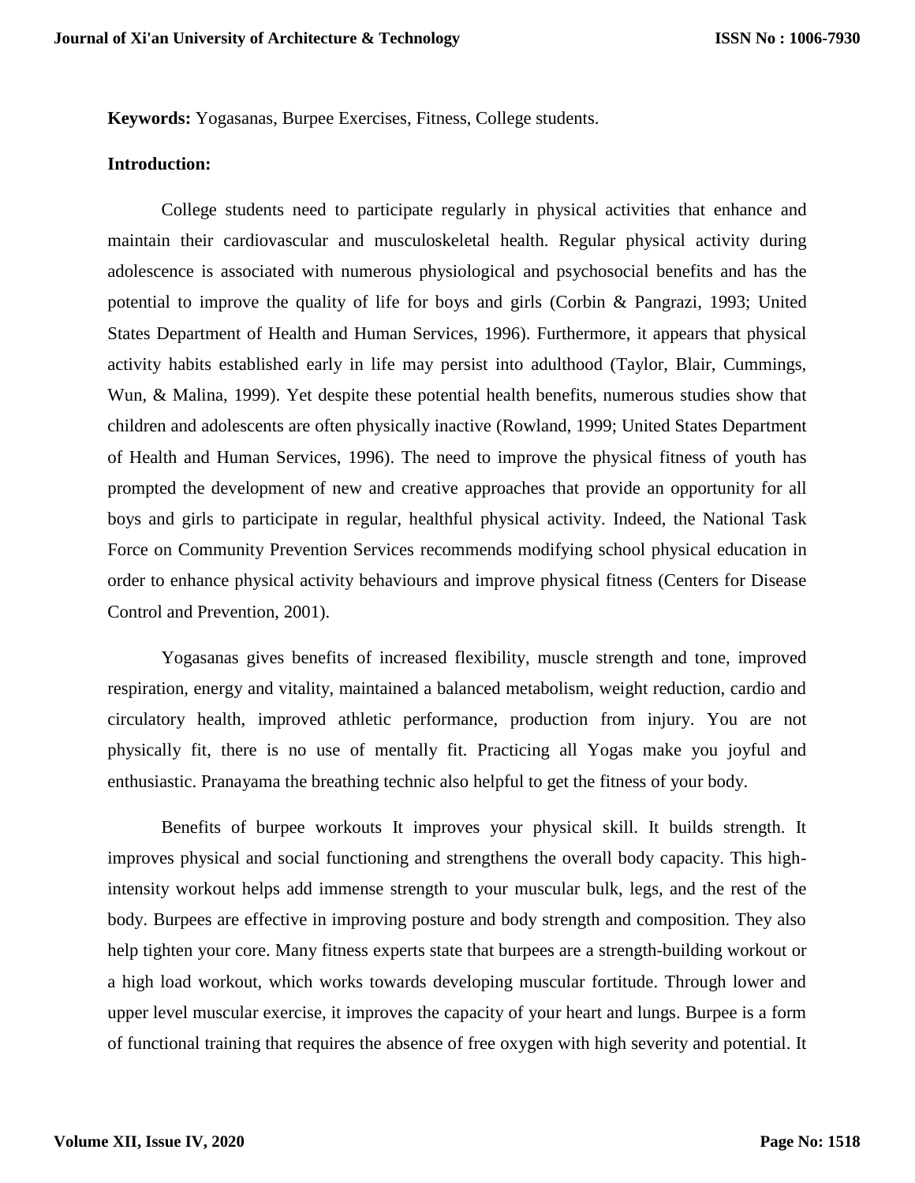**Keywords:** Yogasanas, Burpee Exercises, Fitness, College students.

**Introduction:**

College students need to participate regularly in physical activities that enhance and maintain their cardiovascular and musculoskeletal health. Regular physical activity during adolescence is associated with numerous physiological and psychosocial benefits and has the potential to improve the quality of life for boys and girls (Corbin & Pangrazi, 1993; United States Department of Health and Human Services, 1996). Furthermore, it appears that physical activity habits established early in life may persist into adulthood (Taylor, Blair, Cummings, Wun, & Malina, 1999). Yet despite these potential health benefits, numerous studies show that children and adolescents are often physically inactive (Rowland, 1999; United States Department of Health and Human Services, 1996). The need to improve the physical fitness of youth has prompted the development of new and creative approaches that provide an opportunity for all boys and girls to participate in regular, healthful physical activity. Indeed, the National Task Force on Community Prevention Services recommends modifying school physical education in order to enhance physical activity behaviours and improve physical fitness (Centers for Disease Control and Prevention, 2001).

Yogasanas gives benefits of increased flexibility, muscle strength and tone, improved respiration, energy and vitality, maintained a balanced metabolism, weight reduction, cardio and circulatory health, improved athletic performance, production from injury. You are not physically fit, there is no use of mentally fit. Practicing all Yogas make you joyful and enthusiastic. Pranayama the breathing technic also helpful to get the fitness of your body.

Benefits of burpee workouts It improves your physical skill. It builds strength. It improves physical and social functioning and strengthens the overall body capacity. This high-intensity workout helps add immense strength to your muscular bulk, legs, and the rest of the body. Burpees are effective in improving posture and body strength and composition. They also help tighten your core. Many fitness experts state that burpees are a strength-building workout or a high load workout, which works towards developing muscular fortitude. Through lower and upper level muscular exercise, it improves the capacity of your heart and lungs. Burpee is a form of functional training that requires the absence of free oxygen with high severity and potential. It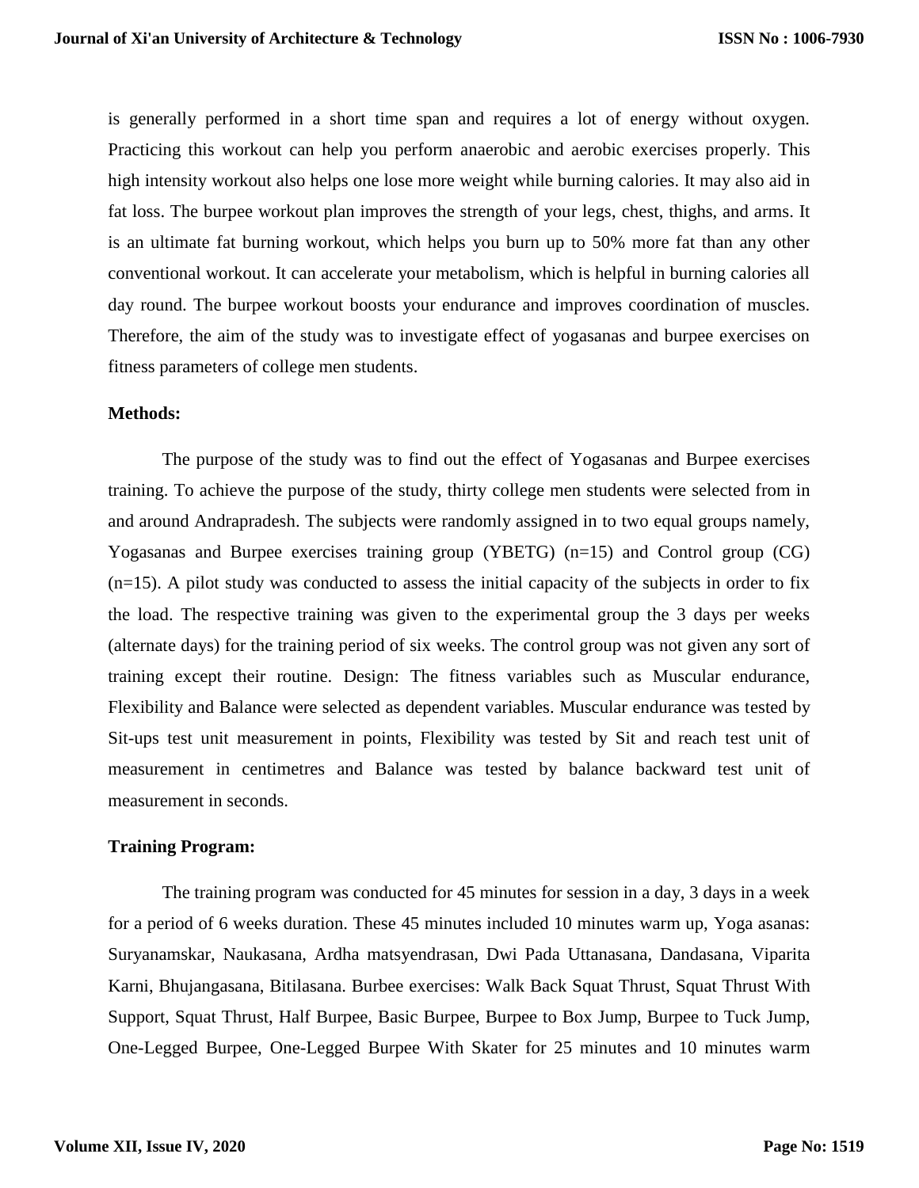is generally performed in a short time span and requires a lot of energy without oxygen. Practicing this workout can help you perform anaerobic and aerobic exercises properly. This high intensity workout also helps one lose more weight while burning calories. It may also aid in fat loss. The burpee workout plan improves the strength of your legs, chest, thighs, and arms. It is an ultimate fat burning workout, which helps you burn up to 50% more fat than any other conventional workout. It can accelerate your metabolism, which is helpful in burning calories all day round. The burpee workout boosts your endurance and improves coordination of muscles. Therefore, the aim of the study was to investigate effect of yogasanas and burpee exercises on fitness parameters of college men students.

**Methods:**

The purpose of the study was to find out the effect of Yogasanas and Burpee exercises training. To achieve the purpose of the study, thirty college men students were selected from in and around Andrapradesh. The subjects were randomly assigned in to two equal groups namely, Yogasanas and Burpee exercises training group (YBETG) (n=15) and Control group (CG) (n=15). A pilot study was conducted to assess the initial capacity of the subjects in order to fix the load. The respective training was given to the experimental group the 3 days per weeks (alternate days) for the training period of six weeks. The control group was not given any sort of training except their routine. Design: The fitness variables such as Muscular endurance, Flexibility and Balance were selected as dependent variables. Muscular endurance was tested by Sit-ups test unit measurement in points, Flexibility was tested by Sit and reach test unit of measurement in centimetres and Balance was tested by balance backward test unit of measurement in seconds.

**Training Program:**

The training program was conducted for 45 minutes for session in a day, 3 days in a week for a period of 6 weeks duration. These 45 minutes included 10 minutes warm up, Yoga asanas: Suryanamskar, Naukasana, Ardha matsyendrasan, Dwi Pada Uttanasana, Dandasana, Viparita Karni, Bhujangasana, Bitilasana. Burbee exercises: Walk Back Squat Thrust, Squat Thrust With Support, Squat Thrust, Half Burpee, Basic Burpee, Burpee to Box Jump, Burpee to Tuck Jump, One-Legged Burpee, One-Legged Burpee With Skater for 25 minutes and 10 minutes warm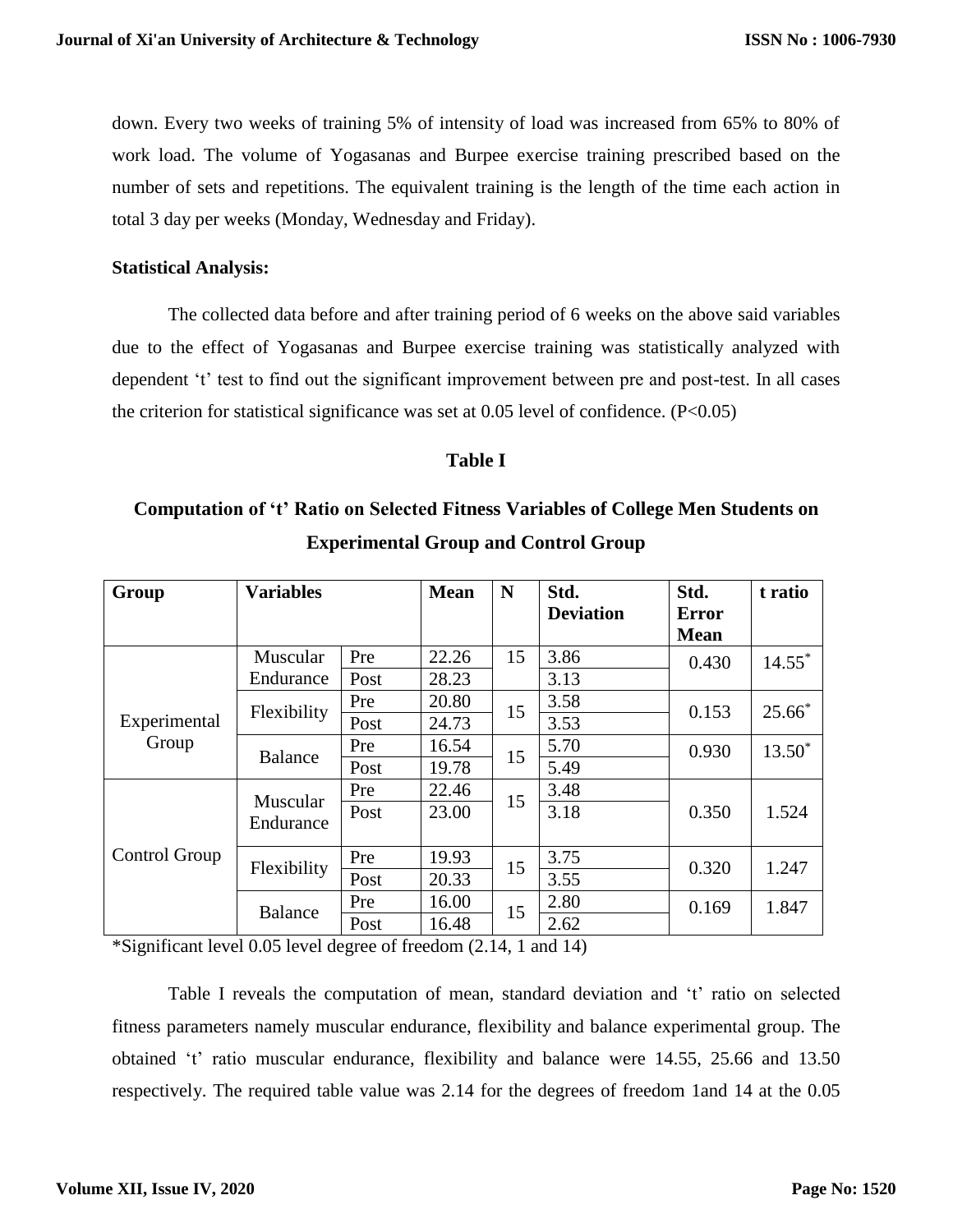down. Every two weeks of training 5% of intensity of load was increased from 65% to 80% of work load. The volume of Yogasanas and Burpee exercise training prescribed based on the number of sets and repetitions. The equivalent training is the length of the time each action in total 3 day per weeks (Monday, Wednesday and Friday).

**Statistical Analysis:**

The collected data before and after training period of 6 weeks on the above said variables due to the effect of Yogasanas and Burpee exercise training was statistically analyzed with dependent 't' test to find out the significant improvement between pre and post-test. In all cases the criterion for statistical significance was set at 0.05 level of confidence. ($P<0.05$)

**Table I**

**Computation of 't' Ratio on Selected Fitness Variables of College Men Students on Experimental Group and Control Group**

| Group | Variables | | Mean | N | Std. Deviation | Std. Error Mean | t ratio |
|---|---|---|---|---|---|---|---|
| Experimental Group | Muscular Endurance | Pre | 22.26 | 15 | 3.86 | 0.430 | 14.55* |
| | | Post | 28.23 | | 3.13 | | |
| | Flexibility | Pre | 20.80 | 15 | 3.58 | 0.153 | 25.66* |
| | | Post | 24.73 | | 3.53 | | |
| | Balance | Pre | 16.54 | 15 | 5.70 | 0.930 | 13.50* |
| | | Post | 19.78 | | 5.49 | | |
| Control Group | Muscular Endurance | Pre | 22.46 | 15 | 3.48 | 0.350 | 1.524 |
| | | Post | 23.00 | | 3.18 | | |
| | Flexibility | Pre | 19.93 | 15 | 3.75 | 0.320 | 1.247 |
| | | Post | 20.33 | | 3.55 | | |
| | Balance | Pre | 16.00 | 15 | 2.80 | 0.169 | 1.847 |
| | | Post | 16.48 | | 2.62 | | |

*Significant level 0.05 level degree of freedom (2.14, 1 and 14)

Table I reveals the computation of mean, standard deviation and 't' ratio on selected fitness parameters namely muscular endurance, flexibility and balance experimental group. The obtained 't' ratio muscular endurance, flexibility and balance were 14.55, 25.66 and 13.50 respectively. The required table value was 2.14 for the degrees of freedom 1and 14 at the 0.05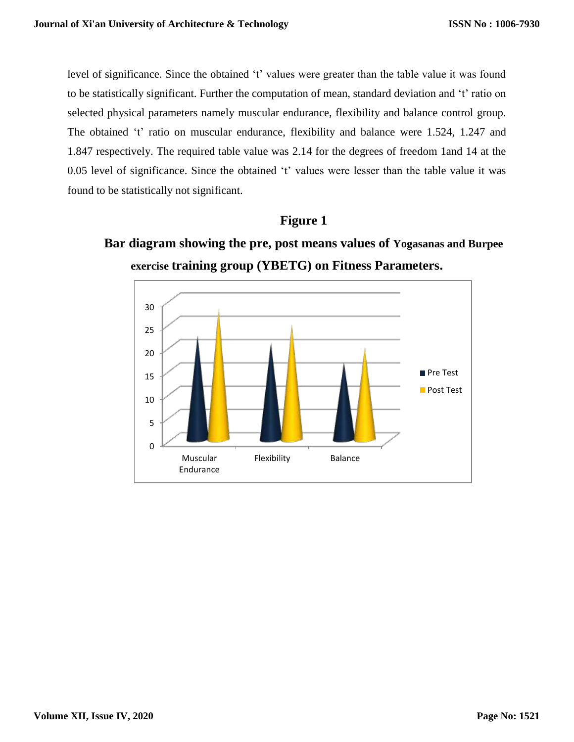level of significance. Since the obtained 't' values were greater than the table value it was found to be statistically significant. Further the computation of mean, standard deviation and 't' ratio on selected physical parameters namely muscular endurance, flexibility and balance control group. The obtained 't' ratio on muscular endurance, flexibility and balance were 1.524, 1.247 and 1.847 respectively. The required table value was 2.14 for the degrees of freedom 1and 14 at the 0.05 level of significance. Since the obtained 't' values were lesser than the table value it was found to be statistically not significant.

## Figure 1

**Bar diagram showing the pre, post means values of Yogasanas and Burpee exercise training group (YBETG) on Fitness Parameters.**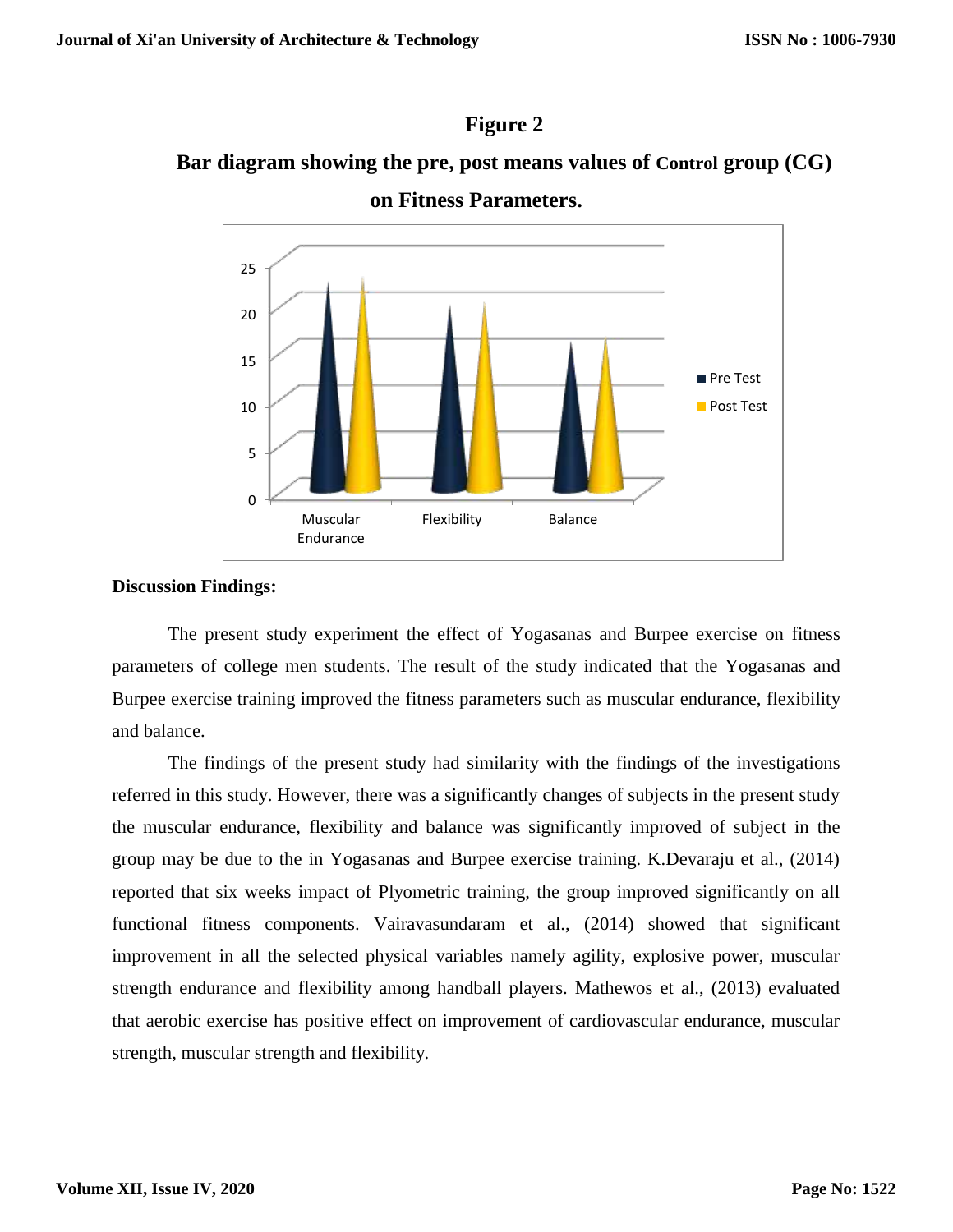**Figure 2**

**Bar diagram showing the pre, post means values of Control group (CG) on Fitness Parameters.**

**Discussion Findings:**

The present study experiment the effect of Yogasanas and Burpee exercise on fitness parameters of college men students. The result of the study indicated that the Yogasanas and Burpee exercise training improved the fitness parameters such as muscular endurance, flexibility and balance.

The findings of the present study had similarity with the findings of the investigations referred in this study. However, there was a significantly changes of subjects in the present study the muscular endurance, flexibility and balance was significantly improved of subject in the group may be due to the in Yogasanas and Burpee exercise training. K.Devaraju et al., (2014) reported that six weeks impact of Plyometric training, the group improved significantly on all functional fitness components. Vairavasundaram et al., (2014) showed that significant improvement in all the selected physical variables namely agility, explosive power, muscular strength endurance and flexibility among handball players. Mathewos et al., (2013) evaluated that aerobic exercise has positive effect on improvement of cardiovascular endurance, muscular strength, muscular strength and flexibility.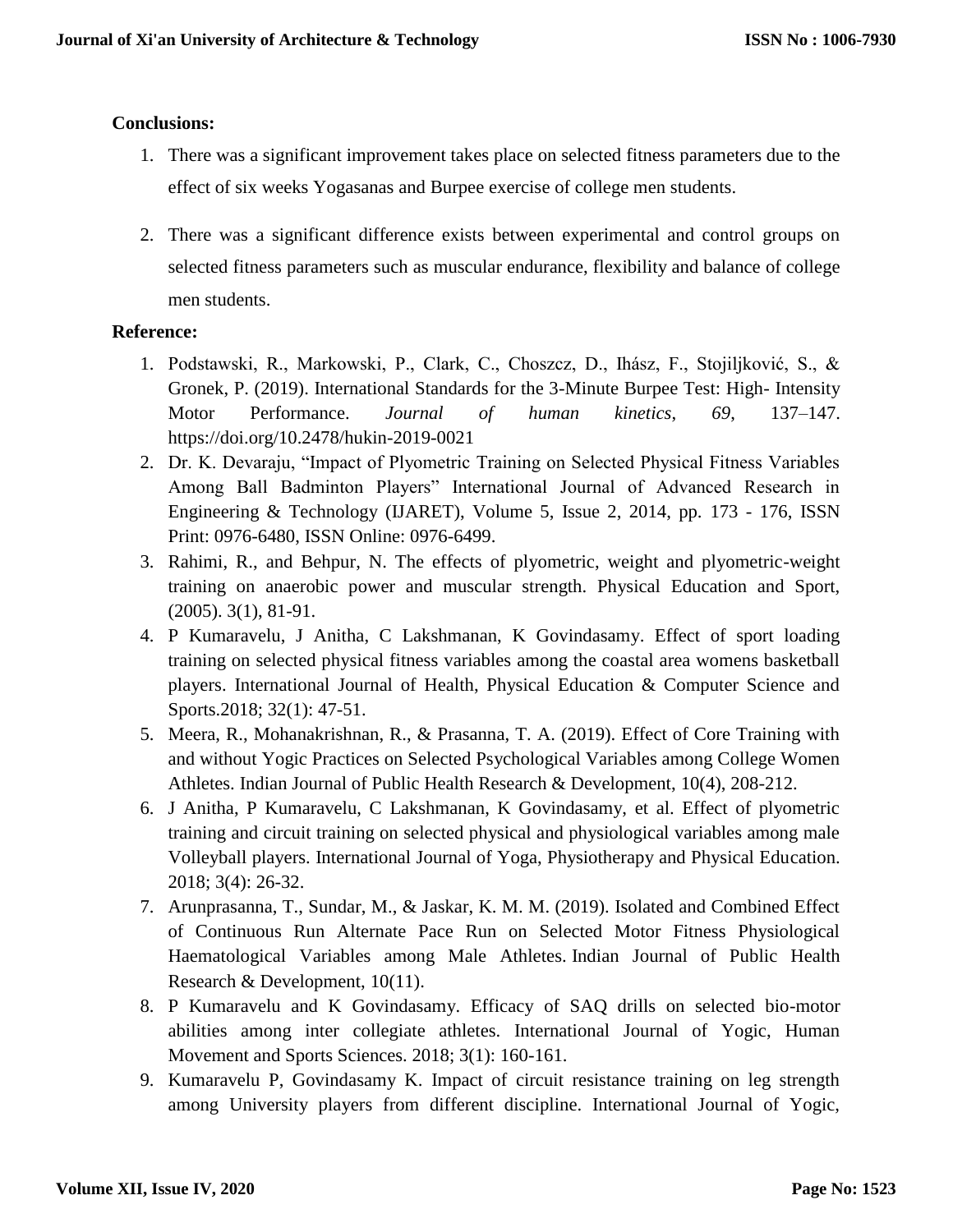**Conclusions:**

1. There was a significant improvement takes place on selected fitness parameters due to the effect of six weeks Yogasanas and Burpee exercise of college men students.

2. There was a significant difference exists between experimental and control groups on selected fitness parameters such as muscular endurance, flexibility and balance of college men students.

**Reference:**

1. Podstawski, R., Markowski, P., Clark, C., Choszcz, D., Ihász, F., Stojiljković, S., & Gronek, P. (2019). International Standards for the 3-Minute Burpee Test: High- Intensity Motor Performance. *Journal of human kinetics*, *69*, 137–147. https://doi.org/10.2478/hukin-2019-0021
2. Dr. K. Devaraju, "Impact of Plyometric Training on Selected Physical Fitness Variables Among Ball Badminton Players" International Journal of Advanced Research in Engineering & Technology (IJARET), Volume 5, Issue 2, 2014, pp. 173 - 176, ISSN Print: 0976-6480, ISSN Online: 0976-6499.
3. Rahimi, R., and Behpur, N. The effects of plyometric, weight and plyometric-weight training on anaerobic power and muscular strength. Physical Education and Sport, (2005). 3(1), 81-91.
4. P Kumaravelu, J Anitha, C Lakshmanan, K Govindasamy. Effect of sport loading training on selected physical fitness variables among the coastal area womens basketball players. International Journal of Health, Physical Education & Computer Science and Sports.2018; 32(1): 47-51.
5. Meera, R., Mohanakrishnan, R., & Prasanna, T. A. (2019). Effect of Core Training with and without Yogic Practices on Selected Psychological Variables among College Women Athletes. Indian Journal of Public Health Research & Development, 10(4), 208-212.
6. J Anitha, P Kumaravelu, C Lakshmanan, K Govindasamy, et al. Effect of plyometric training and circuit training on selected physical and physiological variables among male Volleyball players. International Journal of Yoga, Physiotherapy and Physical Education. 2018; 3(4): 26-32.
7. Arunprasanna, T., Sundar, M., & Jaskar, K. M. M. (2019). Isolated and Combined Effect of Continuous Run Alternate Pace Run on Selected Motor Fitness Physiological Haematological Variables among Male Athletes. Indian Journal of Public Health Research & Development, 10(11).
8. P Kumaravelu and K Govindasamy. Efficacy of SAQ drills on selected bio-motor abilities among inter collegiate athletes. International Journal of Yogic, Human Movement and Sports Sciences. 2018; 3(1): 160-161.
9. Kumaravelu P, Govindasamy K. Impact of circuit resistance training on leg strength among University players from different discipline. International Journal of Yogic,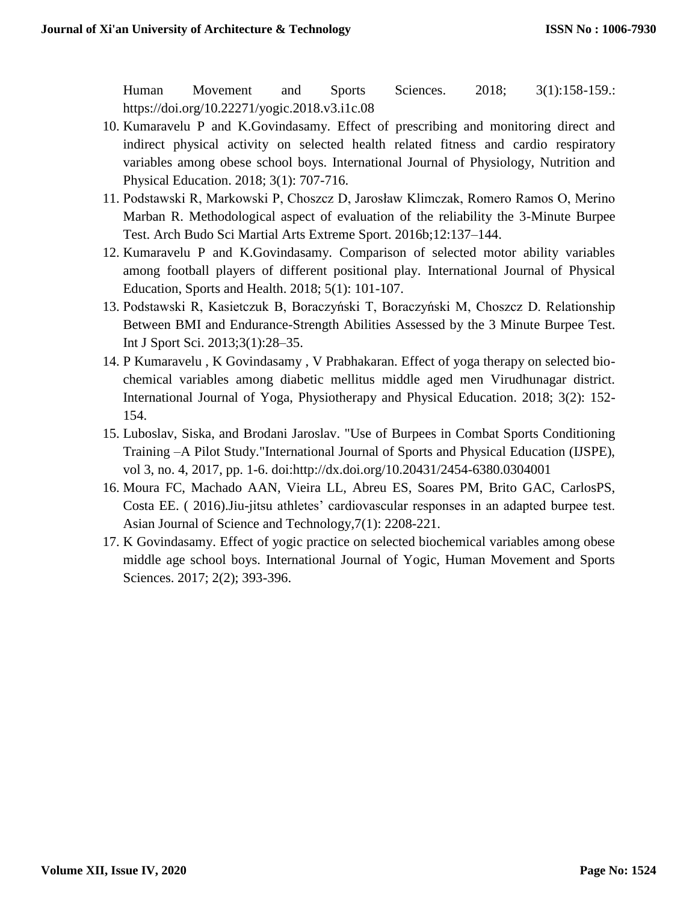Human Movement and Sports Sciences. 2018; 3(1):158-159.: https://doi.org/10.22271/yogic.2018.v3.i1c.08

10. Kumaravelu P and K.Govindasamy. Effect of prescribing and monitoring direct and indirect physical activity on selected health related fitness and cardio respiratory variables among obese school boys. International Journal of Physiology, Nutrition and Physical Education. 2018; 3(1): 707-716.
11. Podstawski R, Markowski P, Choszcz D, Jarosław Klimczak, Romero Ramos O, Merino Marban R. Methodological aspect of evaluation of the reliability the 3-Minute Burpee Test. Arch Budo Sci Martial Arts Extreme Sport. 2016b;12:137–144.
12. Kumaravelu P and K.Govindasamy. Comparison of selected motor ability variables among football players of different positional play. International Journal of Physical Education, Sports and Health. 2018; 5(1): 101-107.
13. Podstawski R, Kasietczuk B, Boraczyński T, Boraczyński M, Choszcz D. Relationship Between BMI and Endurance-Strength Abilities Assessed by the 3 Minute Burpee Test. Int J Sport Sci. 2013;3(1):28–35.
14. P Kumaravelu , K Govindasamy , V Prabhakaran. Effect of yoga therapy on selected bio-chemical variables among diabetic mellitus middle aged men Virudhunagar district. International Journal of Yoga, Physiotherapy and Physical Education. 2018; 3(2): 152-154.
15. Luboslav, Siska, and Brodani Jaroslav. "Use of Burpees in Combat Sports Conditioning Training –A Pilot Study."International Journal of Sports and Physical Education (IJSPE), vol 3, no. 4, 2017, pp. 1-6. doi:http://dx.doi.org/10.20431/2454-6380.0304001
16. Moura FC, Machado AAN, Vieira LL, Abreu ES, Soares PM, Brito GAC, CarlosPS, Costa EE. ( 2016).Jiu-jitsu athletes' cardiovascular responses in an adapted burpee test. Asian Journal of Science and Technology,7(1): 2208-221.
17. K Govindasamy. Effect of yogic practice on selected biochemical variables among obese middle age school boys. International Journal of Yogic, Human Movement and Sports Sciences. 2017; 2(2); 393-396.